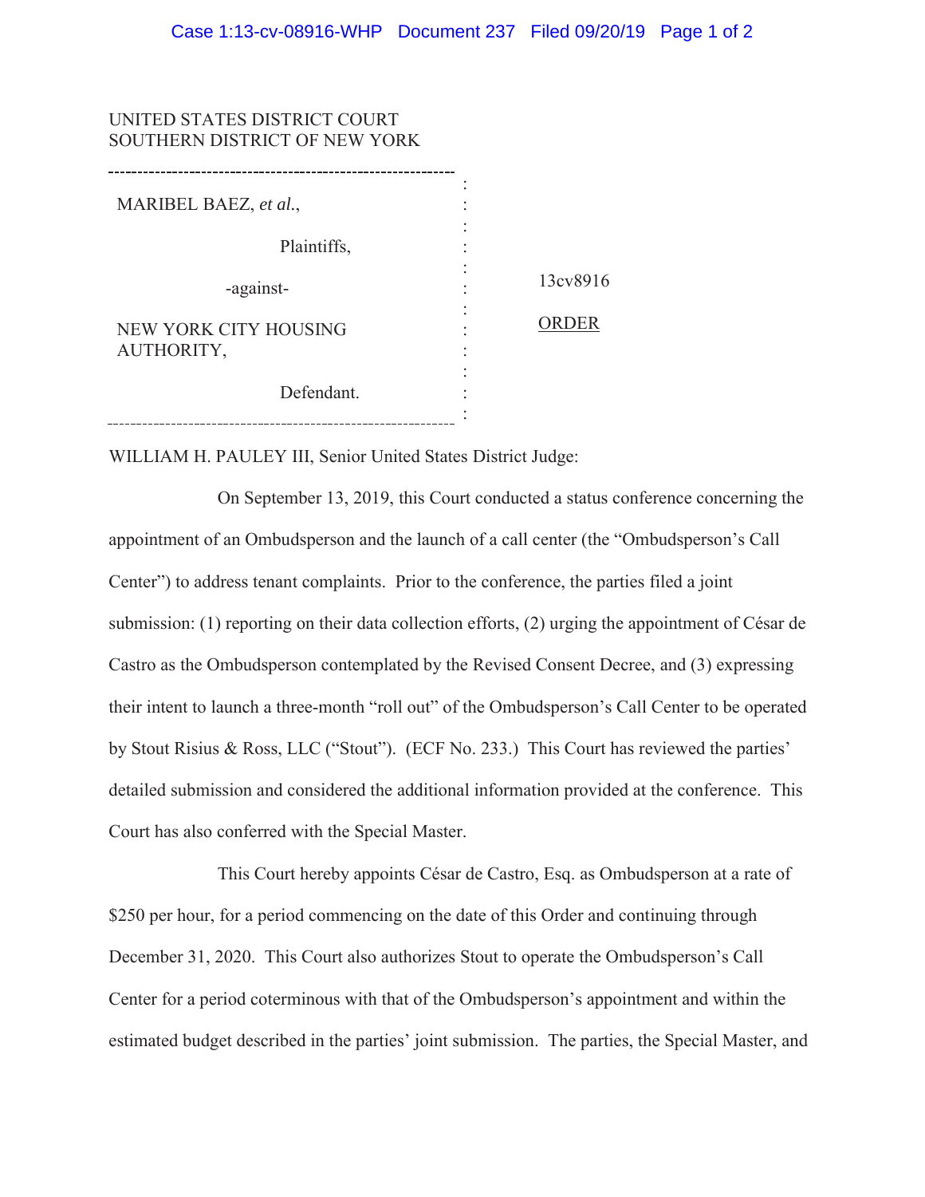UNITED STATES DISTRICT COURT
SOUTHERN DISTRICT OF NEW YORK

MARIBEL BAEZ, *et al.*,

Plaintiffs,

-against-

NEW YORK CITY HOUSING AUTHORITY,

Defendant.

13cv8916

ORDER

WILLIAM H. PAULEY III, Senior United States District Judge:

On September 13, 2019, this Court conducted a status conference concerning the appointment of an Ombudsperson and the launch of a call center (the "Ombudsperson's Call Center") to address tenant complaints. Prior to the conference, the parties filed a joint submission: (1) reporting on their data collection efforts, (2) urging the appointment of César de Castro as the Ombudsperson contemplated by the Revised Consent Decree, and (3) expressing their intent to launch a three-month "roll out" of the Ombudsperson's Call Center to be operated by Stout Risius & Ross, LLC ("Stout"). (ECF No. 233.) This Court has reviewed the parties' detailed submission and considered the additional information provided at the conference. This Court has also conferred with the Special Master.

This Court hereby appoints César de Castro, Esq. as Ombudsperson at a rate of $250 per hour, for a period commencing on the date of this Order and continuing through December 31, 2020. This Court also authorizes Stout to operate the Ombudsperson's Call Center for a period coterminous with that of the Ombudsperson's appointment and within the estimated budget described in the parties' joint submission. The parties, the Special Master, and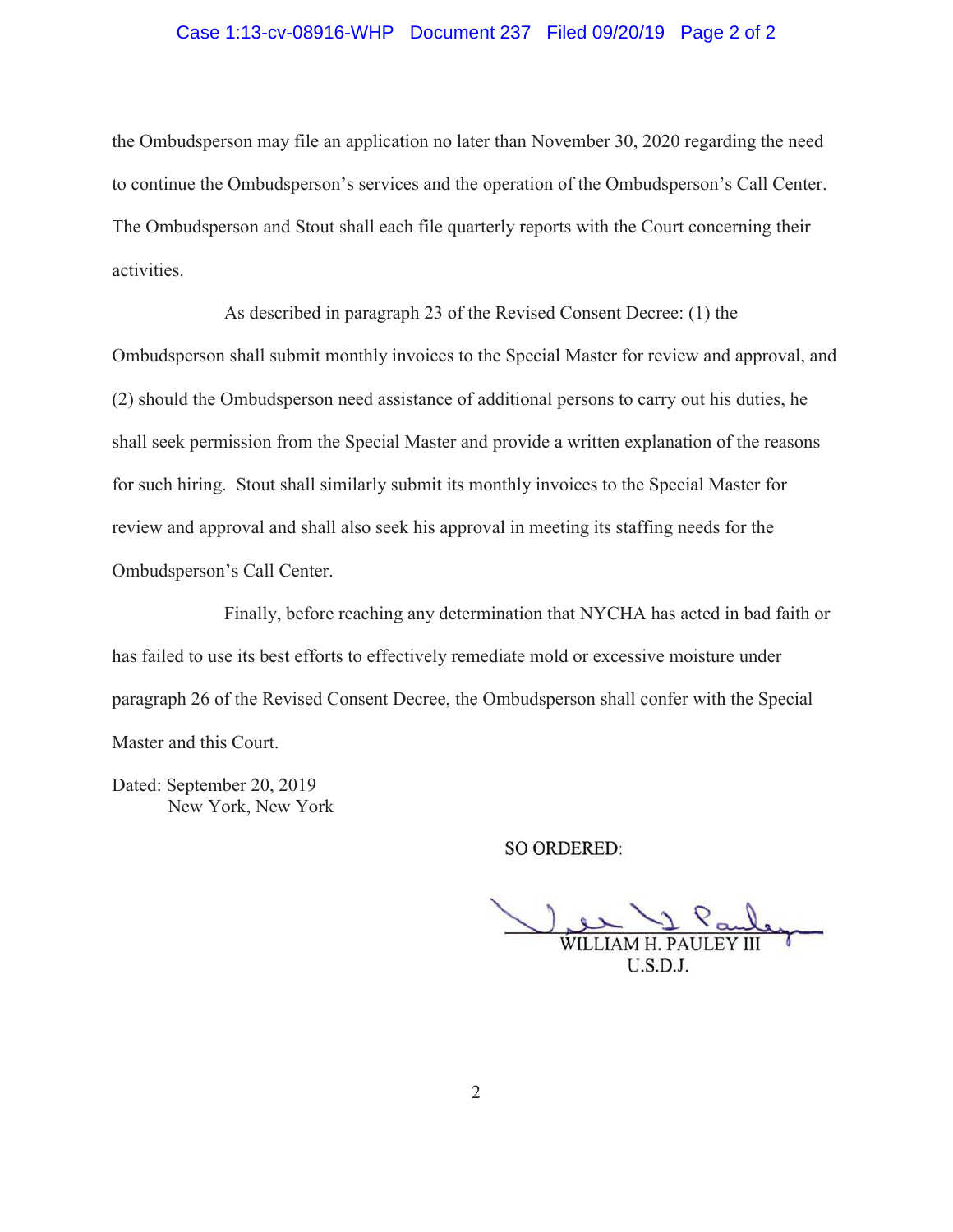the Ombudsperson may file an application no later than November 30, 2020 regarding the need to continue the Ombudsperson's services and the operation of the Ombudsperson's Call Center. The Ombudsperson and Stout shall each file quarterly reports with the Court concerning their activities.

As described in paragraph 23 of the Revised Consent Decree: (1) the Ombudsperson shall submit monthly invoices to the Special Master for review and approval, and (2) should the Ombudsperson need assistance of additional persons to carry out his duties, he shall seek permission from the Special Master and provide a written explanation of the reasons for such hiring. Stout shall similarly submit its monthly invoices to the Special Master for review and approval and shall also seek his approval in meeting its staffing needs for the Ombudsperson's Call Center.

Finally, before reaching any determination that NYCHA has acted in bad faith or has failed to use its best efforts to effectively remediate mold or excessive moisture under paragraph 26 of the Revised Consent Decree, the Ombudsperson shall confer with the Special Master and this Court.

Dated: September 20, 2019
New York, New York

SO ORDERED:

WILLIAM H. PAULEY III
U.S.D.J.